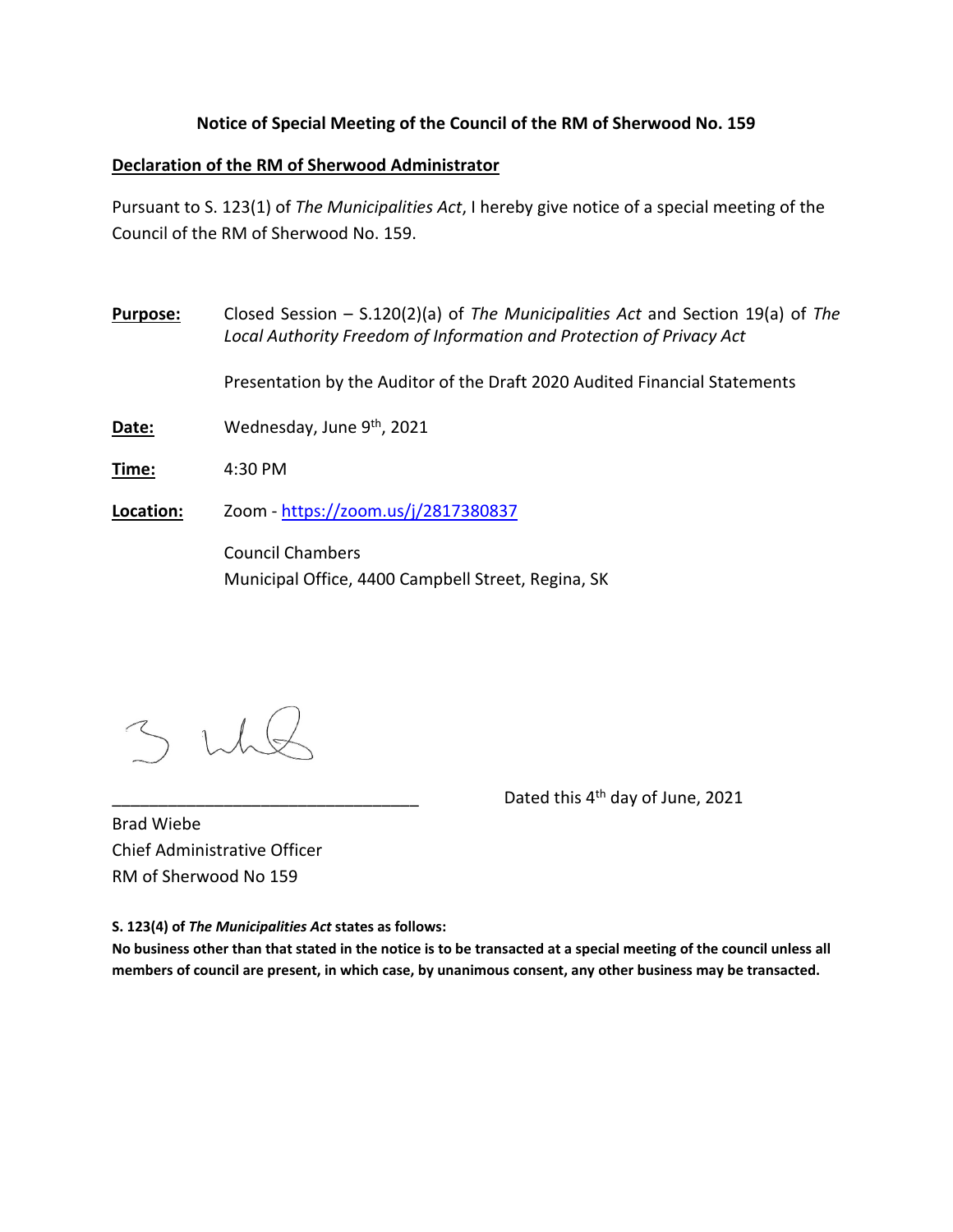## Notice of Special Meeting of the Council of the RM of Sherwood No. 159

**Declaration of the RM of Sherwood Administrator**

Pursuant to S. 123(1) of *The Municipalities Act*, I hereby give notice of a special meeting of the Council of the RM of Sherwood No. 159.

**Purpose:** Closed Session – S.120(2)(a) of *The Municipalities Act* and Section 19(a) of *The Local Authority Freedom of Information and Protection of Privacy Act*

Presentation by the Auditor of the Draft 2020 Audited Financial Statements

**Date:** Wednesday, June 9th, 2021

**Time:** 4:30 PM

**Location:** Zoom - https://zoom.us/j/2817380837

Council Chambers
Municipal Office, 4400 Campbell Street, Regina, SK

_________________________________ Dated this 4th day of June, 2021

Brad Wiebe
Chief Administrative Officer
RM of Sherwood No 159

**S. 123(4) of *The Municipalities Act* states as follows:**
**No business other than that stated in the notice is to be transacted at a special meeting of the council unless all members of council are present, in which case, by unanimous consent, any other business may be transacted.**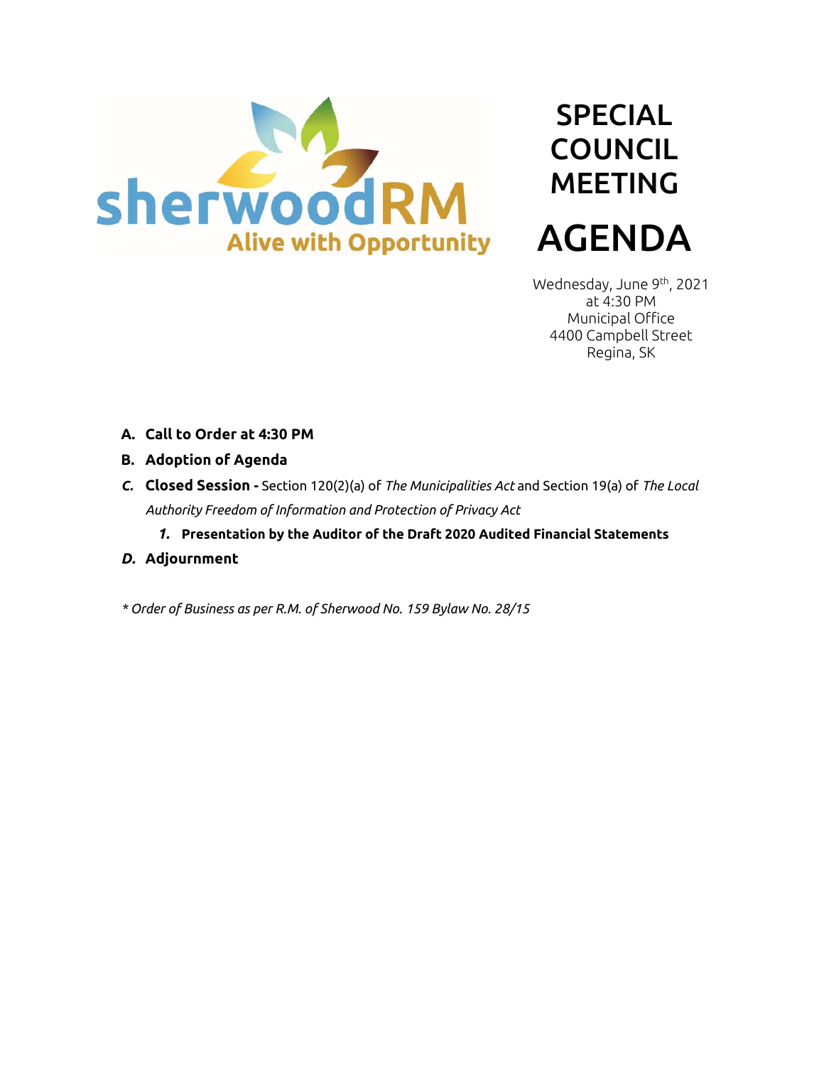# SPECIAL COUNCIL MEETING

# AGENDA

Wednesday, June 9th, 2021
at 4:30 PM
Municipal Office
4400 Campbell Street
Regina, SK

**A. Call to Order at 4:30 PM**

**B. Adoption of Agenda**

***C.*** **Closed Session -** Section 120(2)(a) of *The Municipalities Act* and Section 19(a) of *The Local Authority Freedom of Information and Protection of Privacy Act*

   ***1.*** **Presentation by the Auditor of the Draft 2020 Audited Financial Statements**

***D.*** **Adjournment**

*\* Order of Business as per R.M. of Sherwood No. 159 Bylaw No. 28/15*